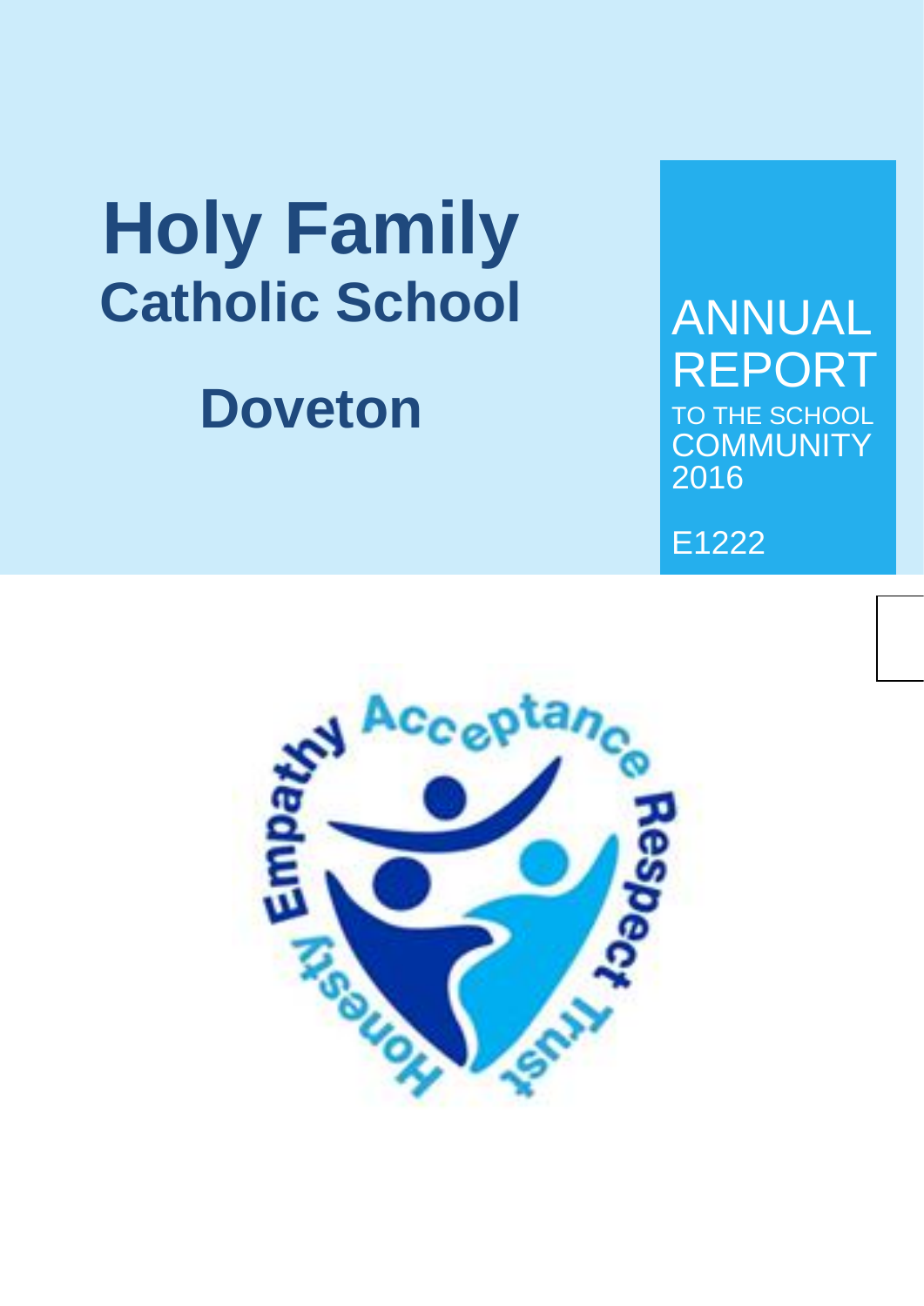# Holy Family Catholic School

## Doveton

ANNUAL REPORT TO THE SCHOOL COMMUNITY 2016

E1222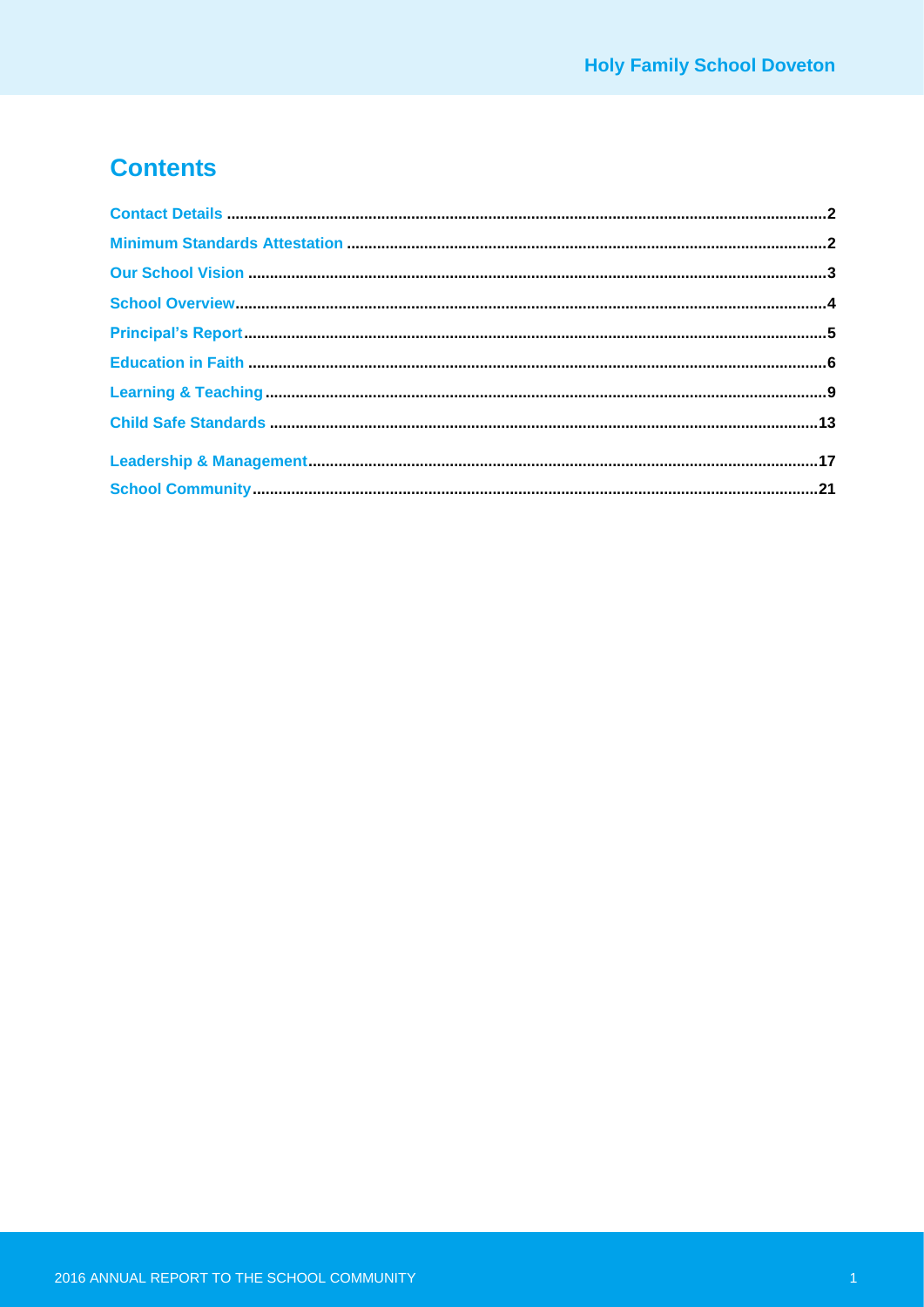## Contents

- Contact Details ........................................ 2
- Minimum Standards Attestation ........................................ 2
- Our School Vision ........................................ 3
- School Overview ........................................ 4
- Principal's Report ........................................ 5
- Education in Faith ........................................ 6
- Learning & Teaching ........................................ 9
- Child Safe Standards ........................................ 13
- Leadership & Management ........................................ 17
- School Community ........................................ 21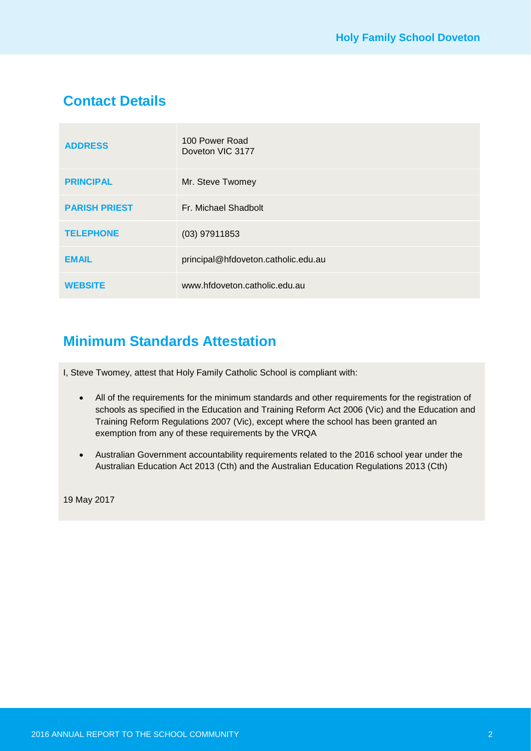## Contact Details

| | |
|---|---|
| **ADDRESS** | 100 Power Road<br>Doveton VIC 3177 |
| **PRINCIPAL** | Mr. Steve Twomey |
| **PARISH PRIEST** | Fr. Michael Shadbolt |
| **TELEPHONE** | (03) 97911853 |
| **EMAIL** | principal@hfdoveton.catholic.edu.au |
| **WEBSITE** | www.hfdoveton.catholic.edu.au |

## Minimum Standards Attestation

I, Steve Twomey, attest that Holy Family Catholic School is compliant with:

- All of the requirements for the minimum standards and other requirements for the registration of schools as specified in the Education and Training Reform Act 2006 (Vic) and the Education and Training Reform Regulations 2007 (Vic), except where the school has been granted an exemption from any of these requirements by the VRQA
- Australian Government accountability requirements related to the 2016 school year under the Australian Education Act 2013 (Cth) and the Australian Education Regulations 2013 (Cth)

19 May 2017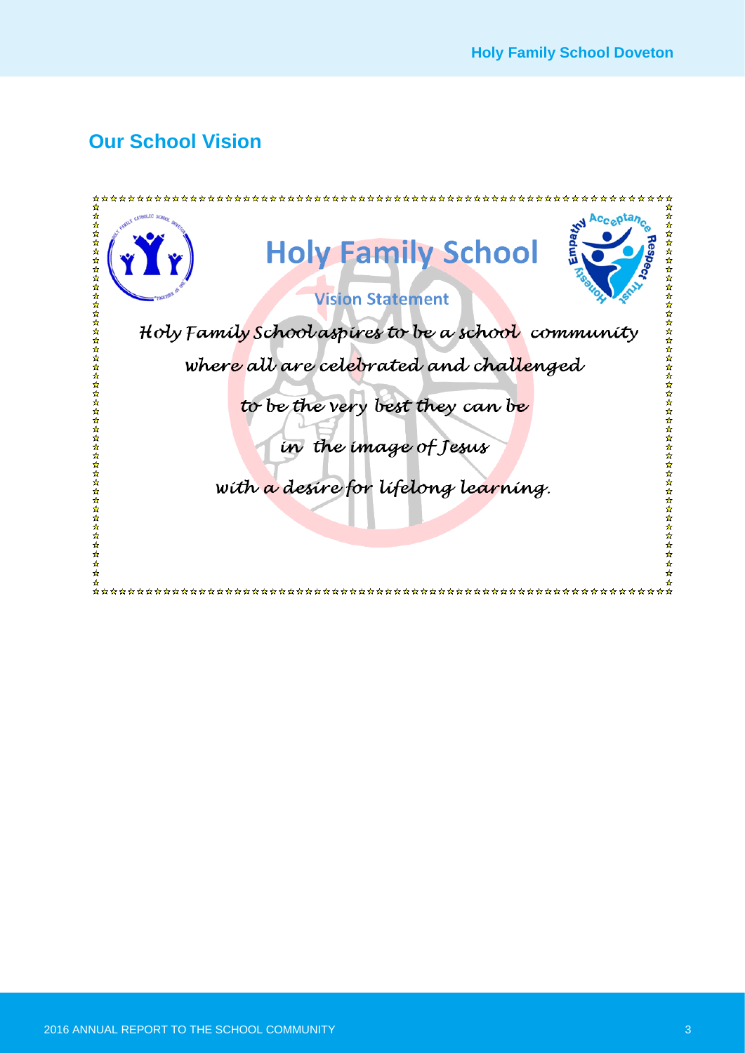## Our School Vision

# Holy Family School

### Vision Statement

*Holy Family School aspires to be a school community*

*where all are celebrated and challenged*

*to be the very best they can be*

*in the image of Jesus*

*with a desire for lifelong learning.*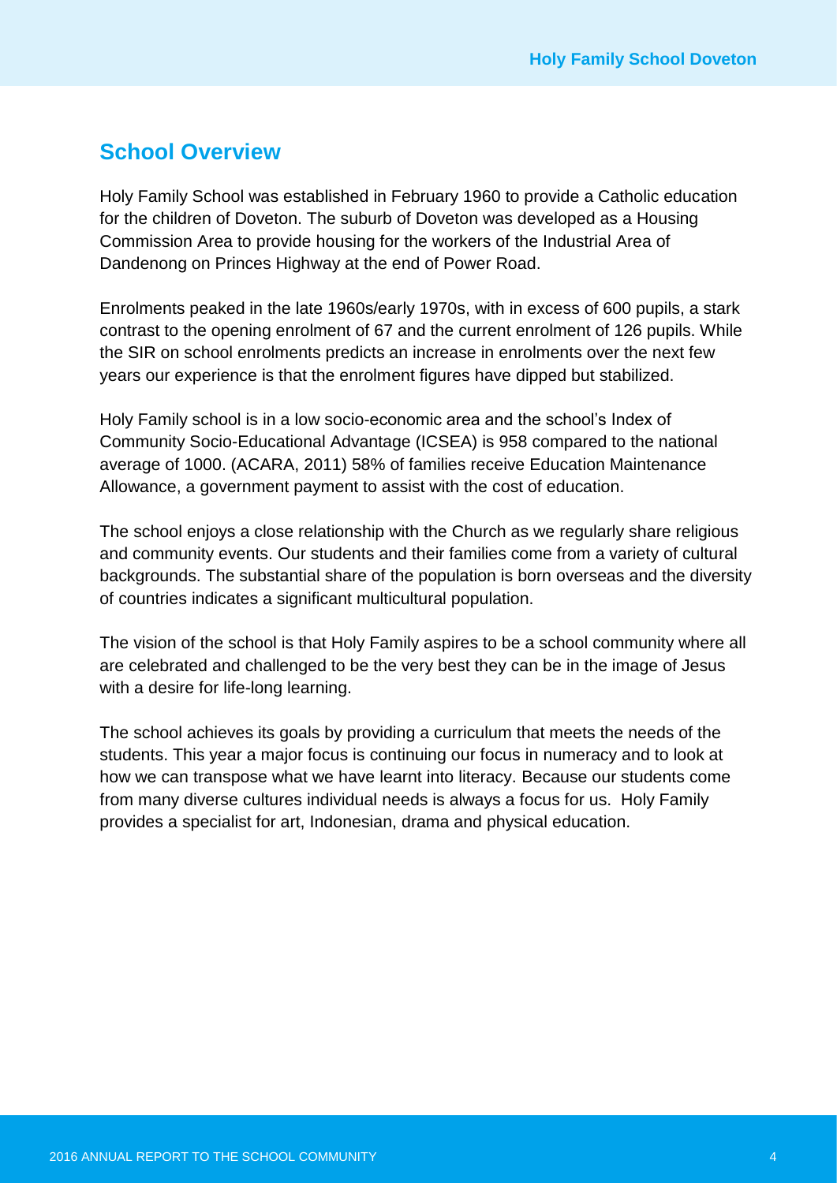## School Overview

Holy Family School was established in February 1960 to provide a Catholic education for the children of Doveton. The suburb of Doveton was developed as a Housing Commission Area to provide housing for the workers of the Industrial Area of Dandenong on Princes Highway at the end of Power Road.

Enrolments peaked in the late 1960s/early 1970s, with in excess of 600 pupils, a stark contrast to the opening enrolment of 67 and the current enrolment of 126 pupils. While the SIR on school enrolments predicts an increase in enrolments over the next few years our experience is that the enrolment figures have dipped but stabilized.

Holy Family school is in a low socio-economic area and the school's Index of Community Socio-Educational Advantage (ICSEA) is 958 compared to the national average of 1000. (ACARA, 2011) 58% of families receive Education Maintenance Allowance, a government payment to assist with the cost of education.

The school enjoys a close relationship with the Church as we regularly share religious and community events. Our students and their families come from a variety of cultural backgrounds. The substantial share of the population is born overseas and the diversity of countries indicates a significant multicultural population.

The vision of the school is that Holy Family aspires to be a school community where all are celebrated and challenged to be the very best they can be in the image of Jesus with a desire for life-long learning.

The school achieves its goals by providing a curriculum that meets the needs of the students. This year a major focus is continuing our focus in numeracy and to look at how we can transpose what we have learnt into literacy. Because our students come from many diverse cultures individual needs is always a focus for us. Holy Family provides a specialist for art, Indonesian, drama and physical education.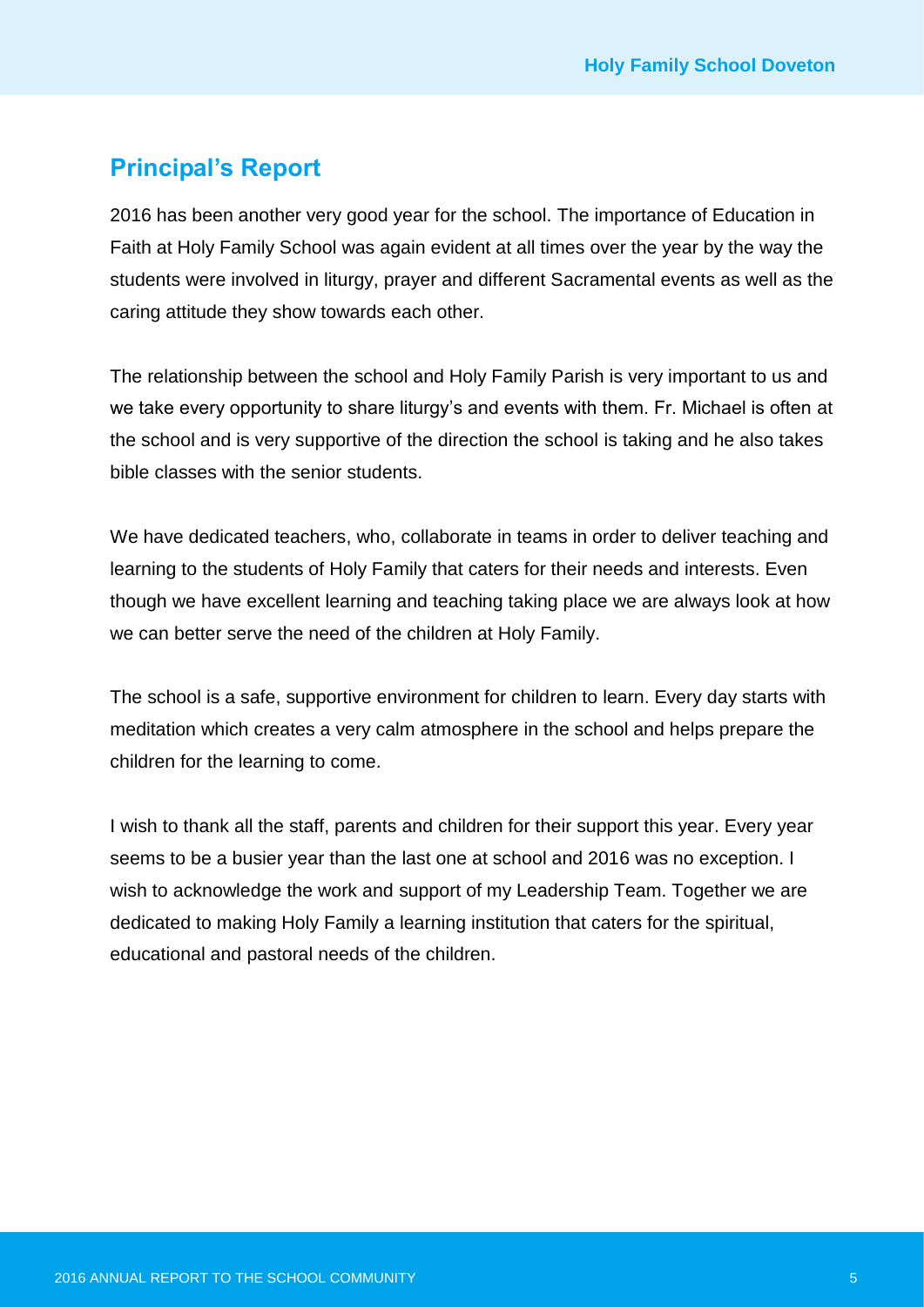## Principal's Report

2016 has been another very good year for the school. The importance of Education in Faith at Holy Family School was again evident at all times over the year by the way the students were involved in liturgy, prayer and different Sacramental events as well as the caring attitude they show towards each other.

The relationship between the school and Holy Family Parish is very important to us and we take every opportunity to share liturgy's and events with them. Fr. Michael is often at the school and is very supportive of the direction the school is taking and he also takes bible classes with the senior students.

We have dedicated teachers, who, collaborate in teams in order to deliver teaching and learning to the students of Holy Family that caters for their needs and interests. Even though we have excellent learning and teaching taking place we are always look at how we can better serve the need of the children at Holy Family.

The school is a safe, supportive environment for children to learn. Every day starts with meditation which creates a very calm atmosphere in the school and helps prepare the children for the learning to come.

I wish to thank all the staff, parents and children for their support this year. Every year seems to be a busier year than the last one at school and 2016 was no exception. I wish to acknowledge the work and support of my Leadership Team. Together we are dedicated to making Holy Family a learning institution that caters for the spiritual, educational and pastoral needs of the children.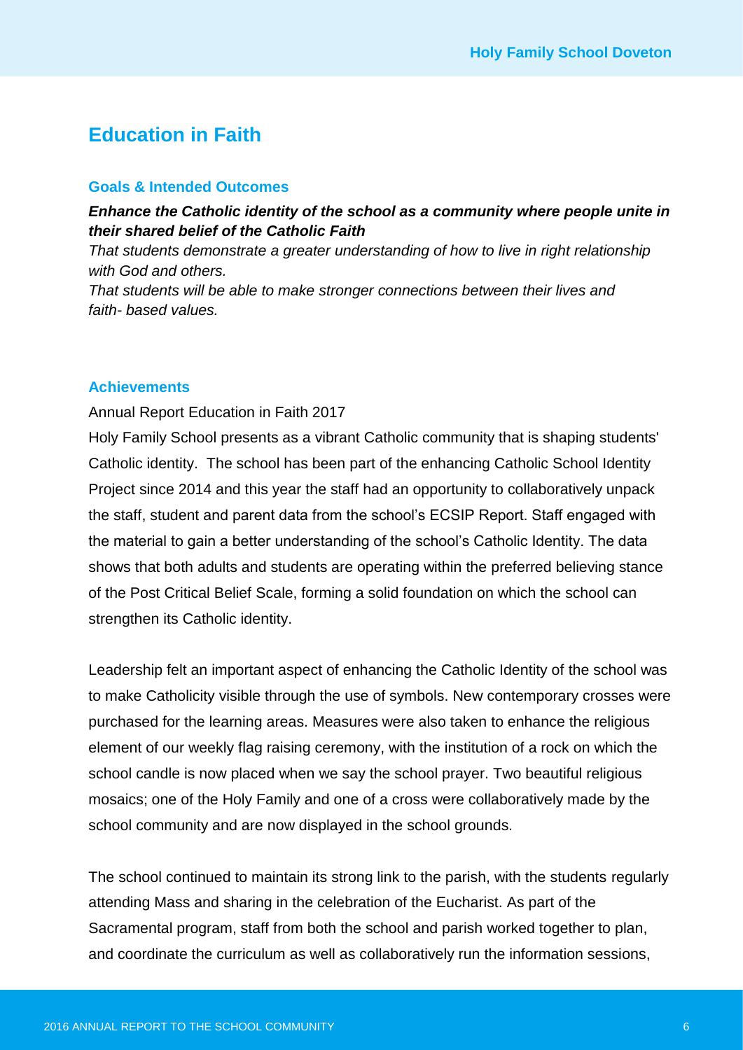## Education in Faith

### Goals & Intended Outcomes

***Enhance the Catholic identity of the school as a community where people unite in their shared belief of the Catholic Faith***

*That students demonstrate a greater understanding of how to live in right relationship with God and others.*

*That students will be able to make stronger connections between their lives and faith- based values.*

### Achievements

Annual Report Education in Faith 2017

Holy Family School presents as a vibrant Catholic community that is shaping students' Catholic identity. The school has been part of the enhancing Catholic School Identity Project since 2014 and this year the staff had an opportunity to collaboratively unpack the staff, student and parent data from the school's ECSIP Report. Staff engaged with the material to gain a better understanding of the school's Catholic Identity. The data shows that both adults and students are operating within the preferred believing stance of the Post Critical Belief Scale, forming a solid foundation on which the school can strengthen its Catholic identity.

Leadership felt an important aspect of enhancing the Catholic Identity of the school was to make Catholicity visible through the use of symbols. New contemporary crosses were purchased for the learning areas. Measures were also taken to enhance the religious element of our weekly flag raising ceremony, with the institution of a rock on which the school candle is now placed when we say the school prayer. Two beautiful religious mosaics; one of the Holy Family and one of a cross were collaboratively made by the school community and are now displayed in the school grounds.

The school continued to maintain its strong link to the parish, with the students regularly attending Mass and sharing in the celebration of the Eucharist. As part of the Sacramental program, staff from both the school and parish worked together to plan, and coordinate the curriculum as well as collaboratively run the information sessions,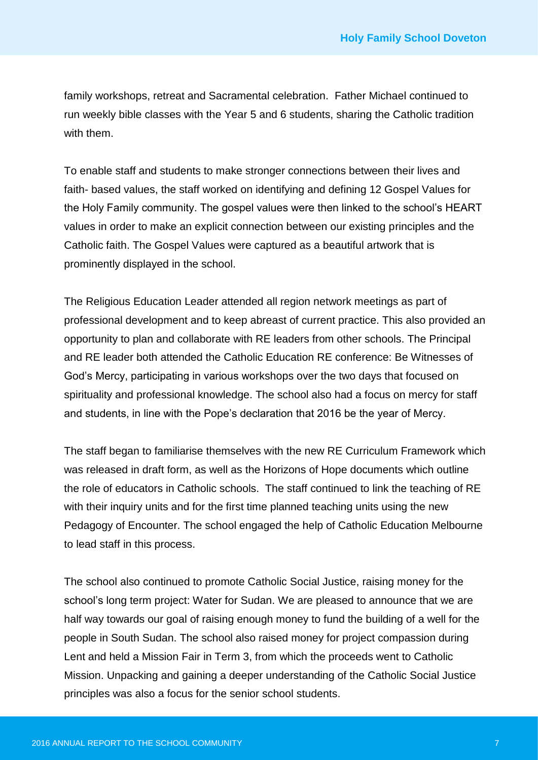family workshops, retreat and Sacramental celebration. Father Michael continued to run weekly bible classes with the Year 5 and 6 students, sharing the Catholic tradition with them.

To enable staff and students to make stronger connections between their lives and faith- based values, the staff worked on identifying and defining 12 Gospel Values for the Holy Family community. The gospel values were then linked to the school's HEART values in order to make an explicit connection between our existing principles and the Catholic faith. The Gospel Values were captured as a beautiful artwork that is prominently displayed in the school.

The Religious Education Leader attended all region network meetings as part of professional development and to keep abreast of current practice. This also provided an opportunity to plan and collaborate with RE leaders from other schools. The Principal and RE leader both attended the Catholic Education RE conference: Be Witnesses of God's Mercy, participating in various workshops over the two days that focused on spirituality and professional knowledge. The school also had a focus on mercy for staff and students, in line with the Pope's declaration that 2016 be the year of Mercy.

The staff began to familiarise themselves with the new RE Curriculum Framework which was released in draft form, as well as the Horizons of Hope documents which outline the role of educators in Catholic schools. The staff continued to link the teaching of RE with their inquiry units and for the first time planned teaching units using the new Pedagogy of Encounter. The school engaged the help of Catholic Education Melbourne to lead staff in this process.

The school also continued to promote Catholic Social Justice, raising money for the school's long term project: Water for Sudan. We are pleased to announce that we are half way towards our goal of raising enough money to fund the building of a well for the people in South Sudan. The school also raised money for project compassion during Lent and held a Mission Fair in Term 3, from which the proceeds went to Catholic Mission. Unpacking and gaining a deeper understanding of the Catholic Social Justice principles was also a focus for the senior school students.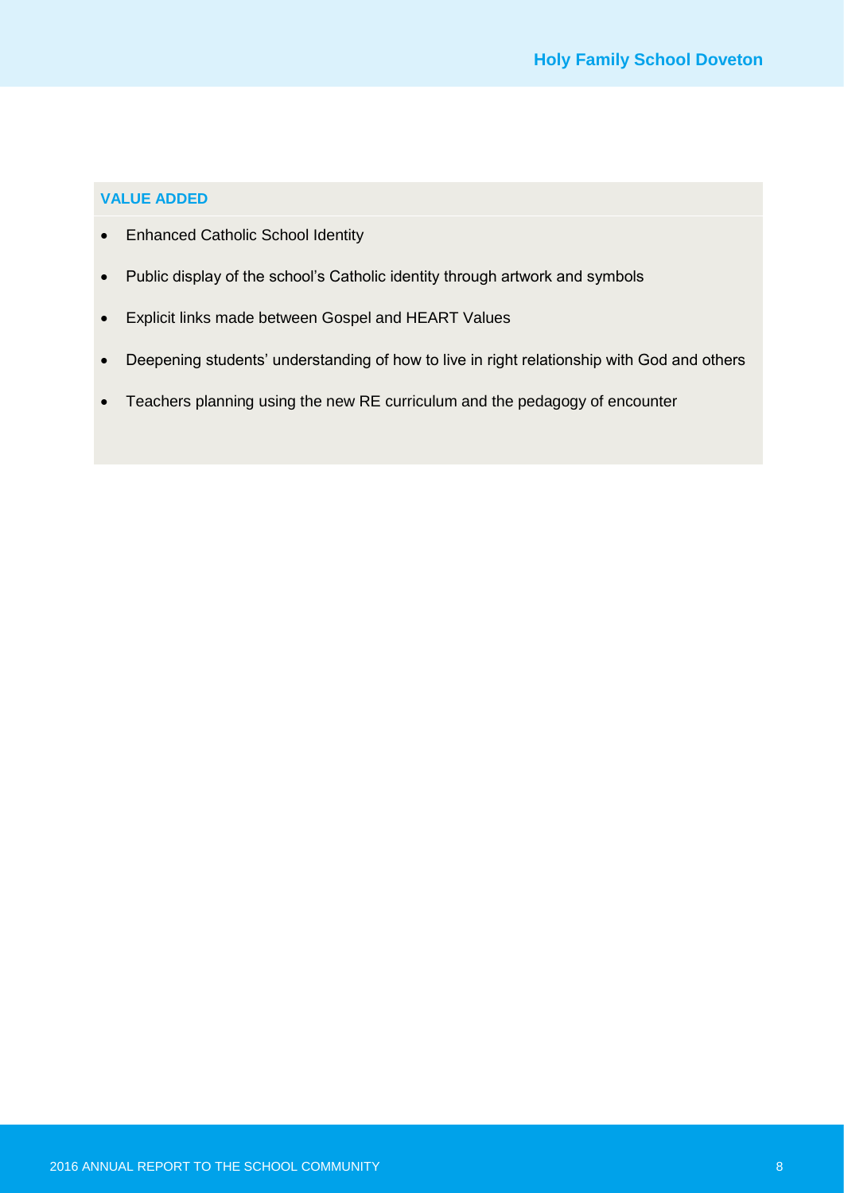## VALUE ADDED

- Enhanced Catholic School Identity
- Public display of the school's Catholic identity through artwork and symbols
- Explicit links made between Gospel and HEART Values
- Deepening students' understanding of how to live in right relationship with God and others
- Teachers planning using the new RE curriculum and the pedagogy of encounter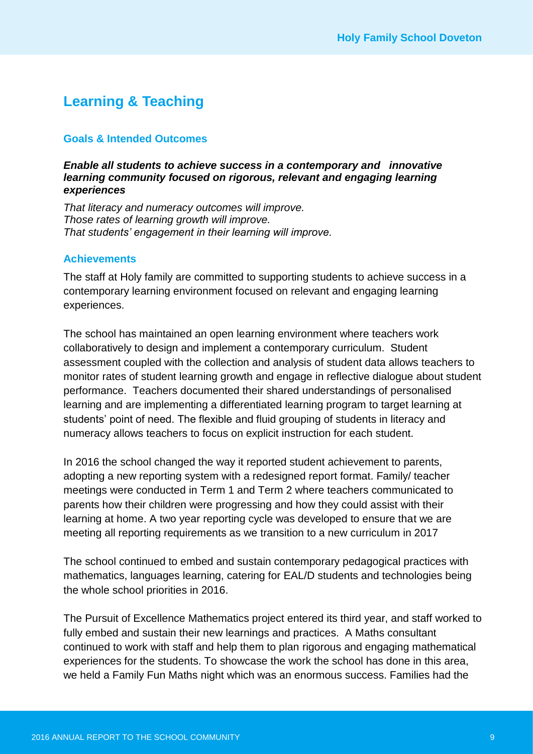## Learning & Teaching

### Goals & Intended Outcomes

***Enable all students to achieve success in a contemporary and innovative learning community focused on rigorous, relevant and engaging learning experiences***

*That literacy and numeracy outcomes will improve.*
*Those rates of learning growth will improve.*
*That students' engagement in their learning will improve.*

### Achievements

The staff at Holy family are committed to supporting students to achieve success in a contemporary learning environment focused on relevant and engaging learning experiences.

The school has maintained an open learning environment where teachers work collaboratively to design and implement a contemporary curriculum. Student assessment coupled with the collection and analysis of student data allows teachers to monitor rates of student learning growth and engage in reflective dialogue about student performance. Teachers documented their shared understandings of personalised learning and are implementing a differentiated learning program to target learning at students' point of need. The flexible and fluid grouping of students in literacy and numeracy allows teachers to focus on explicit instruction for each student.

In 2016 the school changed the way it reported student achievement to parents, adopting a new reporting system with a redesigned report format. Family/ teacher meetings were conducted in Term 1 and Term 2 where teachers communicated to parents how their children were progressing and how they could assist with their learning at home. A two year reporting cycle was developed to ensure that we are meeting all reporting requirements as we transition to a new curriculum in 2017

The school continued to embed and sustain contemporary pedagogical practices with mathematics, languages learning, catering for EAL/D students and technologies being the whole school priorities in 2016.

The Pursuit of Excellence Mathematics project entered its third year, and staff worked to fully embed and sustain their new learnings and practices. A Maths consultant continued to work with staff and help them to plan rigorous and engaging mathematical experiences for the students. To showcase the work the school has done in this area, we held a Family Fun Maths night which was an enormous success. Families had the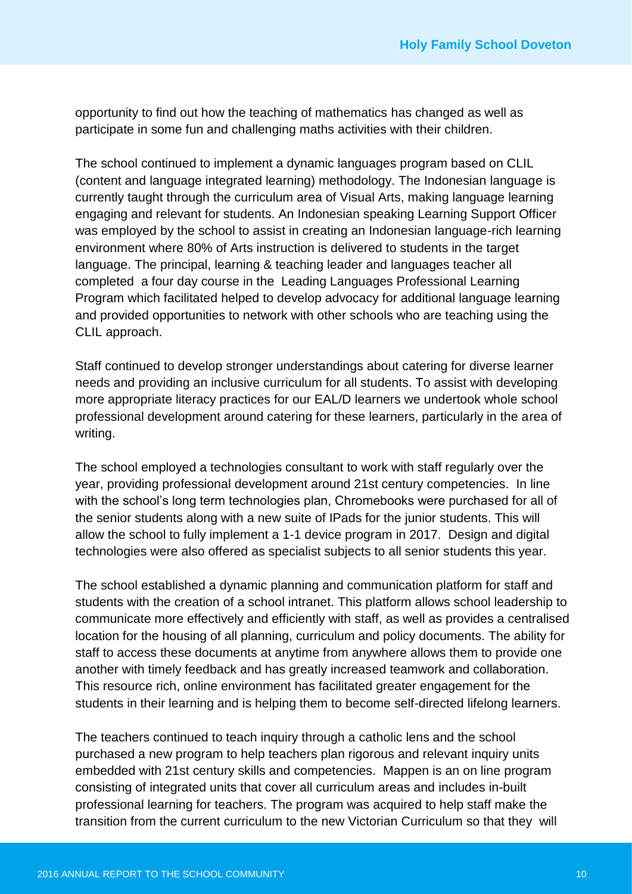opportunity to find out how the teaching of mathematics has changed as well as participate in some fun and challenging maths activities with their children.

The school continued to implement a dynamic languages program based on CLIL (content and language integrated learning) methodology. The Indonesian language is currently taught through the curriculum area of Visual Arts, making language learning engaging and relevant for students. An Indonesian speaking Learning Support Officer was employed by the school to assist in creating an Indonesian language-rich learning environment where 80% of Arts instruction is delivered to students in the target language. The principal, learning & teaching leader and languages teacher all completed a four day course in the Leading Languages Professional Learning Program which facilitated helped to develop advocacy for additional language learning and provided opportunities to network with other schools who are teaching using the CLIL approach.

Staff continued to develop stronger understandings about catering for diverse learner needs and providing an inclusive curriculum for all students. To assist with developing more appropriate literacy practices for our EAL/D learners we undertook whole school professional development around catering for these learners, particularly in the area of writing.

The school employed a technologies consultant to work with staff regularly over the year, providing professional development around 21st century competencies. In line with the school's long term technologies plan, Chromebooks were purchased for all of the senior students along with a new suite of IPads for the junior students. This will allow the school to fully implement a 1-1 device program in 2017. Design and digital technologies were also offered as specialist subjects to all senior students this year.

The school established a dynamic planning and communication platform for staff and students with the creation of a school intranet. This platform allows school leadership to communicate more effectively and efficiently with staff, as well as provides a centralised location for the housing of all planning, curriculum and policy documents. The ability for staff to access these documents at anytime from anywhere allows them to provide one another with timely feedback and has greatly increased teamwork and collaboration. This resource rich, online environment has facilitated greater engagement for the students in their learning and is helping them to become self-directed lifelong learners.

The teachers continued to teach inquiry through a catholic lens and the school purchased a new program to help teachers plan rigorous and relevant inquiry units embedded with 21st century skills and competencies. Mappen is an on line program consisting of integrated units that cover all curriculum areas and includes in-built professional learning for teachers. The program was acquired to help staff make the transition from the current curriculum to the new Victorian Curriculum so that they will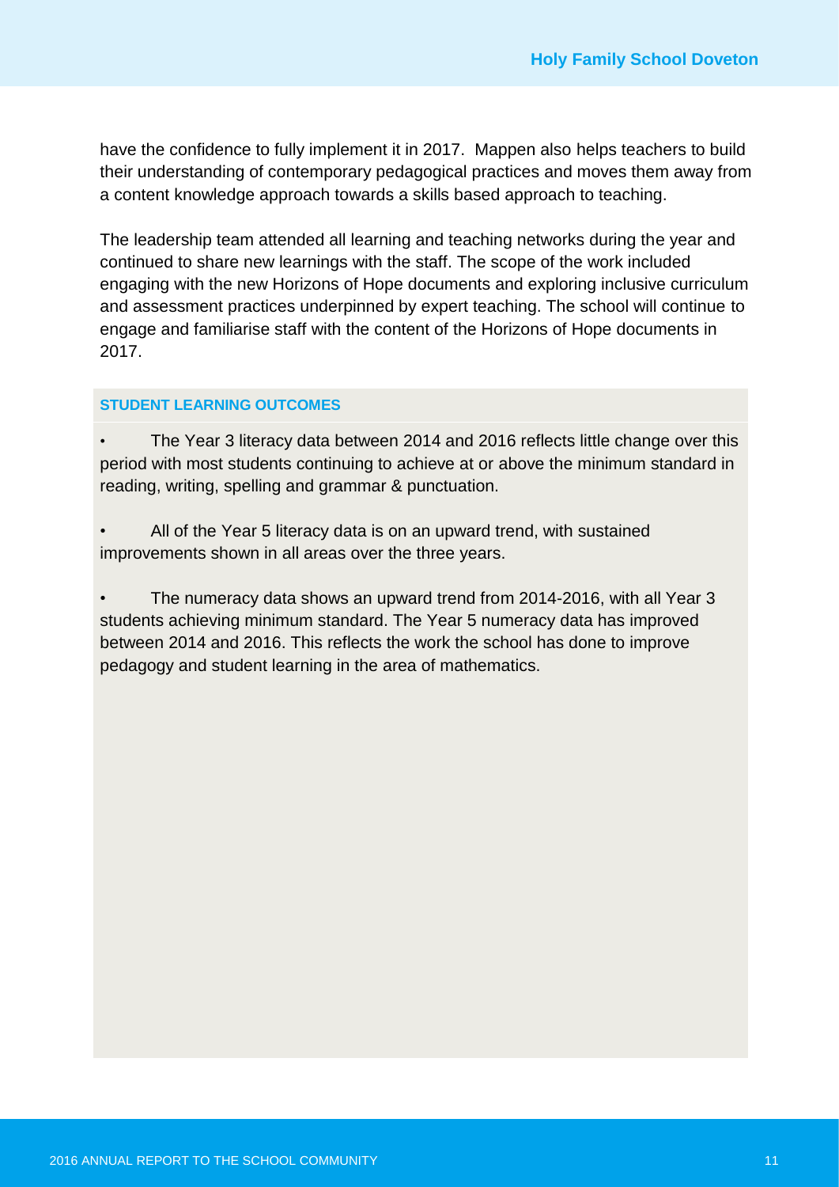have the confidence to fully implement it in 2017.  Mappen also helps teachers to build their understanding of contemporary pedagogical practices and moves them away from a content knowledge approach towards a skills based approach to teaching.

The leadership team attended all learning and teaching networks during the year and continued to share new learnings with the staff. The scope of the work included engaging with the new Horizons of Hope documents and exploring inclusive curriculum and assessment practices underpinned by expert teaching. The school will continue to engage and familiarise staff with the content of the Horizons of Hope documents in 2017.

### STUDENT LEARNING OUTCOMES

- The Year 3 literacy data between 2014 and 2016 reflects little change over this period with most students continuing to achieve at or above the minimum standard in reading, writing, spelling and grammar & punctuation.

- All of the Year 5 literacy data is on an upward trend, with sustained improvements shown in all areas over the three years.

- The numeracy data shows an upward trend from 2014-2016, with all Year 3 students achieving minimum standard. The Year 5 numeracy data has improved between 2014 and 2016. This reflects the work the school has done to improve pedagogy and student learning in the area of mathematics.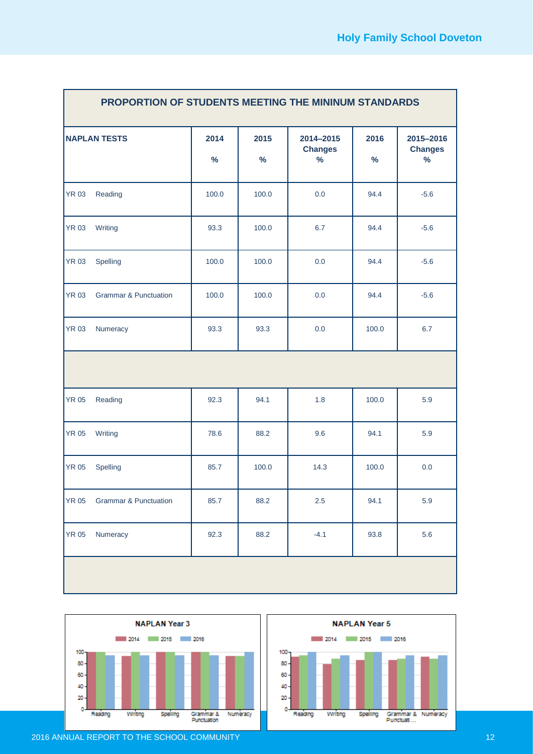| PROPORTION OF STUDENTS MEETING THE MININUM STANDARDS | | | | | | |
|---|---|---|---|---|---|---|
| **NAPLAN TESTS** | | **2014 %** | **2015 %** | **2014–2015 Changes %** | **2016 %** | **2015–2016 Changes %** |
| YR 03 | Reading | 100.0 | 100.0 | 0.0 | 94.4 | -5.6 |
| YR 03 | Writing | 93.3 | 100.0 | 6.7 | 94.4 | -5.6 |
| YR 03 | Spelling | 100.0 | 100.0 | 0.0 | 94.4 | -5.6 |
| YR 03 | Grammar & Punctuation | 100.0 | 100.0 | 0.0 | 94.4 | -5.6 |
| YR 03 | Numeracy | 93.3 | 93.3 | 0.0 | 100.0 | 6.7 |
| | | | | | | |
| YR 05 | Reading | 92.3 | 94.1 | 1.8 | 100.0 | 5.9 |
| YR 05 | Writing | 78.6 | 88.2 | 9.6 | 94.1 | 5.9 |
| YR 05 | Spelling | 85.7 | 100.0 | 14.3 | 100.0 | 0.0 |
| YR 05 | Grammar & Punctuation | 85.7 | 88.2 | 2.5 | 94.1 | 5.9 |
| YR 05 | Numeracy | 92.3 | 88.2 | -4.1 | 93.8 | 5.6 |

**NAPLAN Year 3**

**NAPLAN Year 5**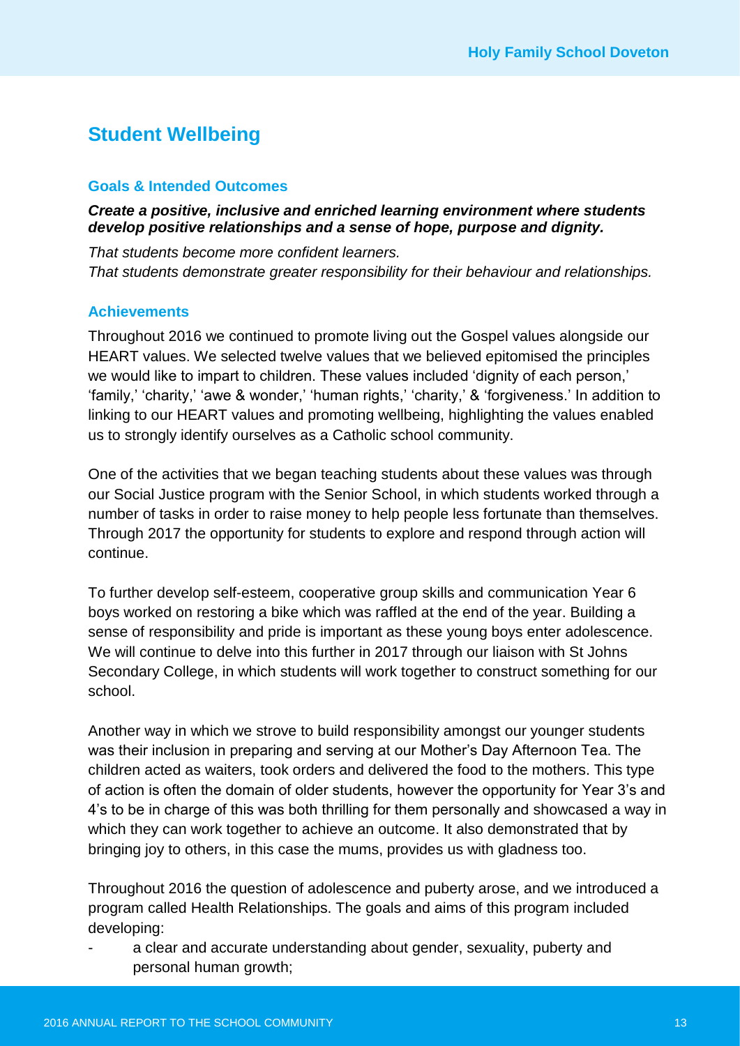## Student Wellbeing

### Goals & Intended Outcomes

***Create a positive, inclusive and enriched learning environment where students develop positive relationships and a sense of hope, purpose and dignity.***

*That students become more confident learners.*
*That students demonstrate greater responsibility for their behaviour and relationships.*

### Achievements

Throughout 2016 we continued to promote living out the Gospel values alongside our HEART values. We selected twelve values that we believed epitomised the principles we would like to impart to children. These values included 'dignity of each person,' 'family,' 'charity,' 'awe & wonder,' 'human rights,' 'charity,' & 'forgiveness.' In addition to linking to our HEART values and promoting wellbeing, highlighting the values enabled us to strongly identify ourselves as a Catholic school community.

One of the activities that we began teaching students about these values was through our Social Justice program with the Senior School, in which students worked through a number of tasks in order to raise money to help people less fortunate than themselves. Through 2017 the opportunity for students to explore and respond through action will continue.

To further develop self-esteem, cooperative group skills and communication Year 6 boys worked on restoring a bike which was raffled at the end of the year. Building a sense of responsibility and pride is important as these young boys enter adolescence. We will continue to delve into this further in 2017 through our liaison with St Johns Secondary College, in which students will work together to construct something for our school.

Another way in which we strove to build responsibility amongst our younger students was their inclusion in preparing and serving at our Mother's Day Afternoon Tea. The children acted as waiters, took orders and delivered the food to the mothers. This type of action is often the domain of older students, however the opportunity for Year 3's and 4's to be in charge of this was both thrilling for them personally and showcased a way in which they can work together to achieve an outcome. It also demonstrated that by bringing joy to others, in this case the mums, provides us with gladness too.

Throughout 2016 the question of adolescence and puberty arose, and we introduced a program called Health Relationships. The goals and aims of this program included developing:

- a clear and accurate understanding about gender, sexuality, puberty and personal human growth;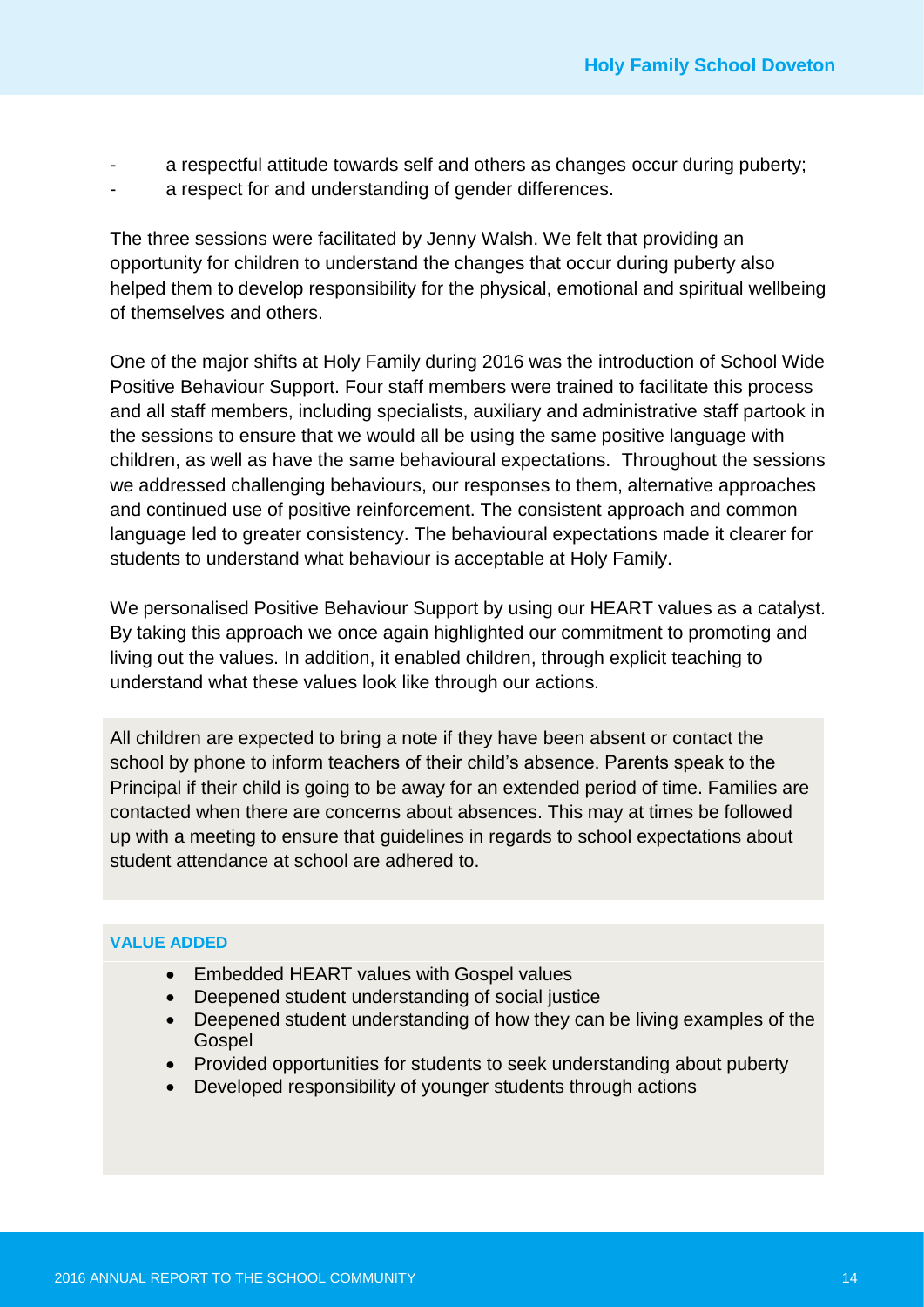- a respectful attitude towards self and others as changes occur during puberty;
- a respect for and understanding of gender differences.

The three sessions were facilitated by Jenny Walsh. We felt that providing an opportunity for children to understand the changes that occur during puberty also helped them to develop responsibility for the physical, emotional and spiritual wellbeing of themselves and others.

One of the major shifts at Holy Family during 2016 was the introduction of School Wide Positive Behaviour Support. Four staff members were trained to facilitate this process and all staff members, including specialists, auxiliary and administrative staff partook in the sessions to ensure that we would all be using the same positive language with children, as well as have the same behavioural expectations. Throughout the sessions we addressed challenging behaviours, our responses to them, alternative approaches and continued use of positive reinforcement. The consistent approach and common language led to greater consistency. The behavioural expectations made it clearer for students to understand what behaviour is acceptable at Holy Family.

We personalised Positive Behaviour Support by using our HEART values as a catalyst. By taking this approach we once again highlighted our commitment to promoting and living out the values. In addition, it enabled children, through explicit teaching to understand what these values look like through our actions.

All children are expected to bring a note if they have been absent or contact the school by phone to inform teachers of their child's absence. Parents speak to the Principal if their child is going to be away for an extended period of time. Families are contacted when there are concerns about absences. This may at times be followed up with a meeting to ensure that guidelines in regards to school expectations about student attendance at school are adhered to.

**VALUE ADDED**

- Embedded HEART values with Gospel values
- Deepened student understanding of social justice
- Deepened student understanding of how they can be living examples of the Gospel
- Provided opportunities for students to seek understanding about puberty
- Developed responsibility of younger students through actions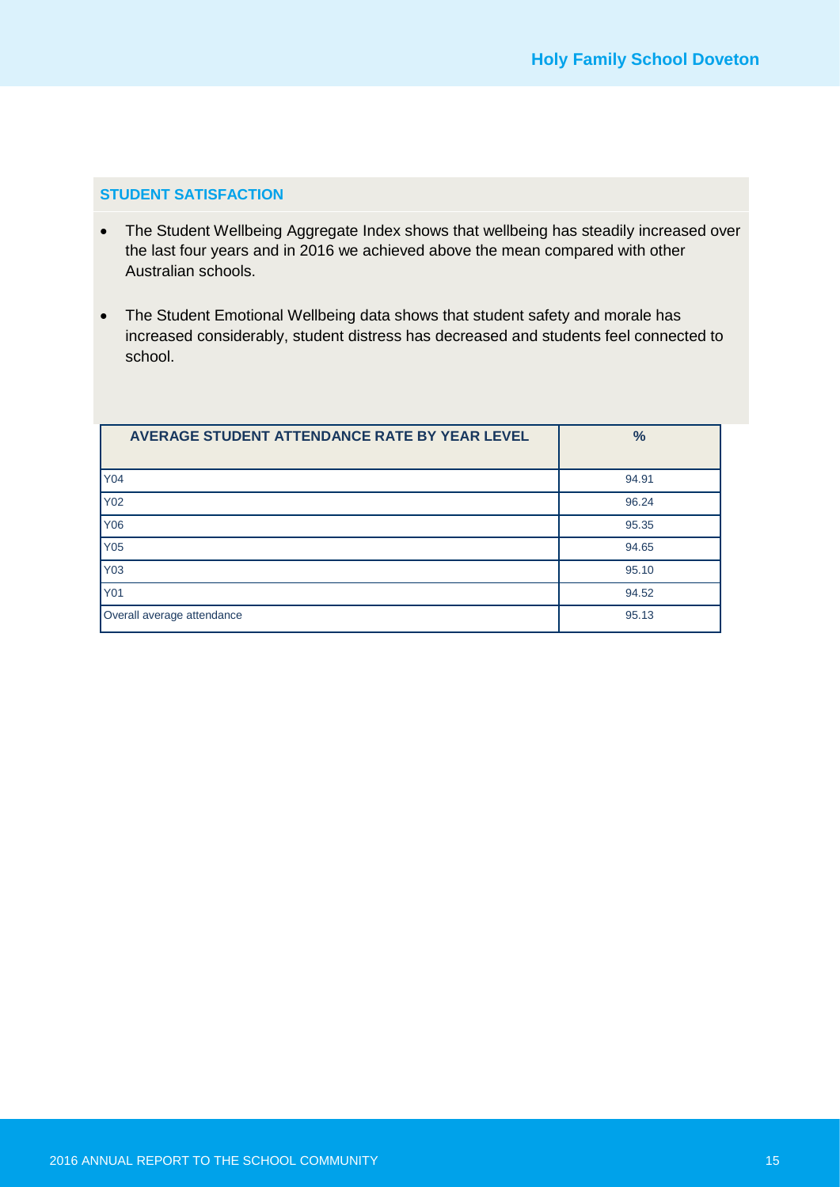## STUDENT SATISFACTION

- The Student Wellbeing Aggregate Index shows that wellbeing has steadily increased over the last four years and in 2016 we achieved above the mean compared with other Australian schools.
- The Student Emotional Wellbeing data shows that student safety and morale has increased considerably, student distress has decreased and students feel connected to school.

| AVERAGE STUDENT ATTENDANCE RATE BY YEAR LEVEL | % |
|---|---|
| Y04 | 94.91 |
| Y02 | 96.24 |
| Y06 | 95.35 |
| Y05 | 94.65 |
| Y03 | 95.10 |
| Y01 | 94.52 |
| Overall average attendance | 95.13 |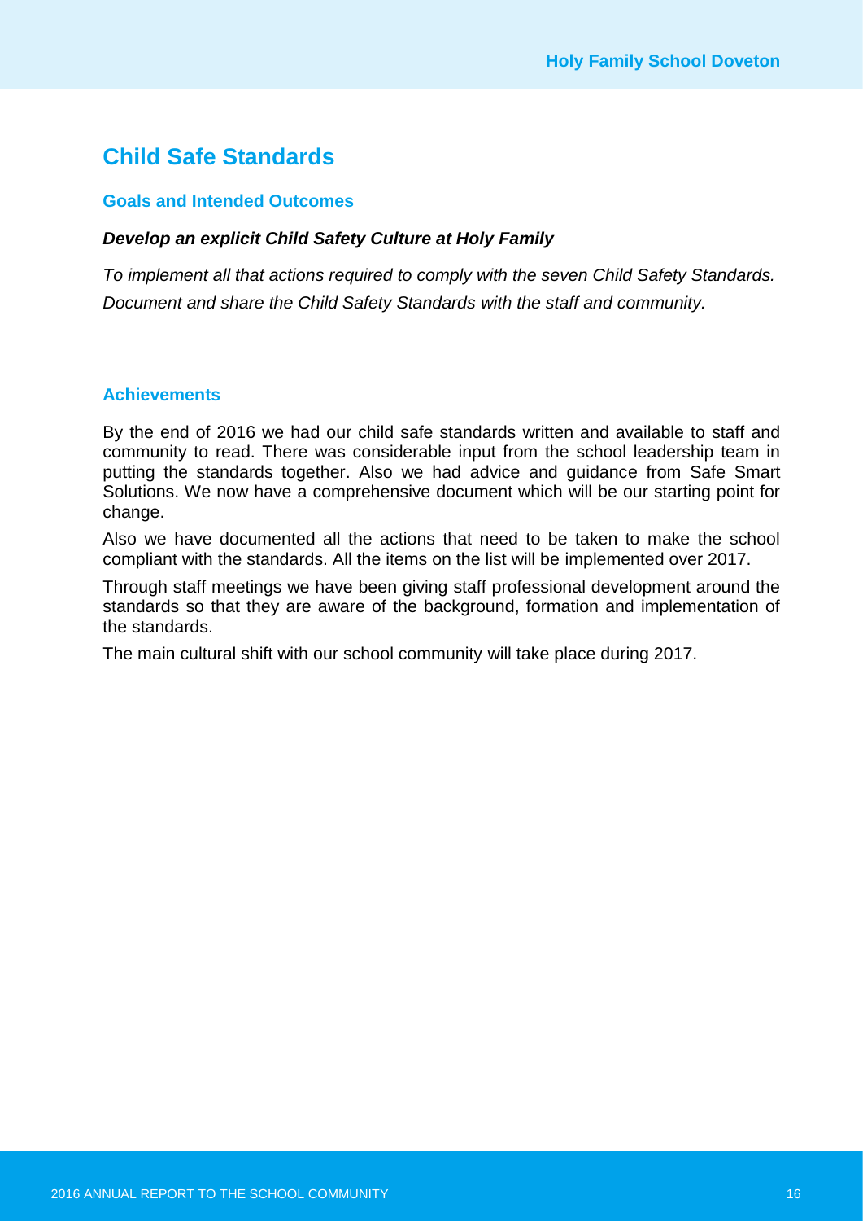# Child Safe Standards

## Goals and Intended Outcomes

***Develop an explicit Child Safety Culture at Holy Family***

*To implement all that actions required to comply with the seven Child Safety Standards.*

*Document and share the Child Safety Standards with the staff and community.*

## Achievements

By the end of 2016 we had our child safe standards written and available to staff and community to read. There was considerable input from the school leadership team in putting the standards together. Also we had advice and guidance from Safe Smart Solutions. We now have a comprehensive document which will be our starting point for change.

Also we have documented all the actions that need to be taken to make the school compliant with the standards. All the items on the list will be implemented over 2017.

Through staff meetings we have been giving staff professional development around the standards so that they are aware of the background, formation and implementation of the standards.

The main cultural shift with our school community will take place during 2017.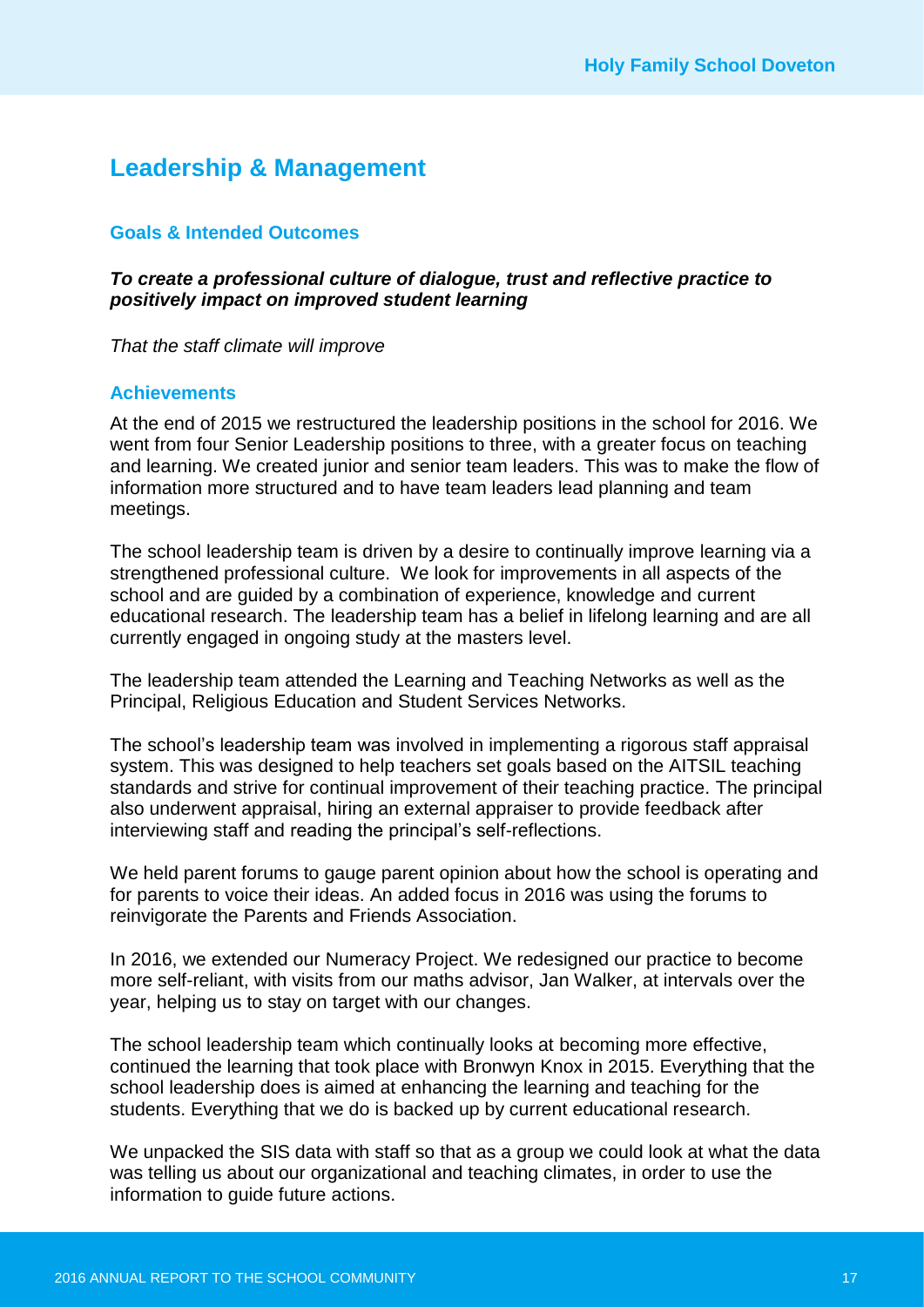## Leadership & Management

### Goals & Intended Outcomes

***To create a professional culture of dialogue, trust and reflective practice to positively impact on improved student learning***

*That the staff climate will improve*

### Achievements

At the end of 2015 we restructured the leadership positions in the school for 2016. We went from four Senior Leadership positions to three, with a greater focus on teaching and learning. We created junior and senior team leaders. This was to make the flow of information more structured and to have team leaders lead planning and team meetings.

The school leadership team is driven by a desire to continually improve learning via a strengthened professional culture. We look for improvements in all aspects of the school and are guided by a combination of experience, knowledge and current educational research. The leadership team has a belief in lifelong learning and are all currently engaged in ongoing study at the masters level.

The leadership team attended the Learning and Teaching Networks as well as the Principal, Religious Education and Student Services Networks.

The school's leadership team was involved in implementing a rigorous staff appraisal system. This was designed to help teachers set goals based on the AITSIL teaching standards and strive for continual improvement of their teaching practice. The principal also underwent appraisal, hiring an external appraiser to provide feedback after interviewing staff and reading the principal's self-reflections.

We held parent forums to gauge parent opinion about how the school is operating and for parents to voice their ideas. An added focus in 2016 was using the forums to reinvigorate the Parents and Friends Association.

In 2016, we extended our Numeracy Project. We redesigned our practice to become more self-reliant, with visits from our maths advisor, Jan Walker, at intervals over the year, helping us to stay on target with our changes.

The school leadership team which continually looks at becoming more effective, continued the learning that took place with Bronwyn Knox in 2015. Everything that the school leadership does is aimed at enhancing the learning and teaching for the students. Everything that we do is backed up by current educational research.

We unpacked the SIS data with staff so that as a group we could look at what the data was telling us about our organizational and teaching climates, in order to use the information to guide future actions.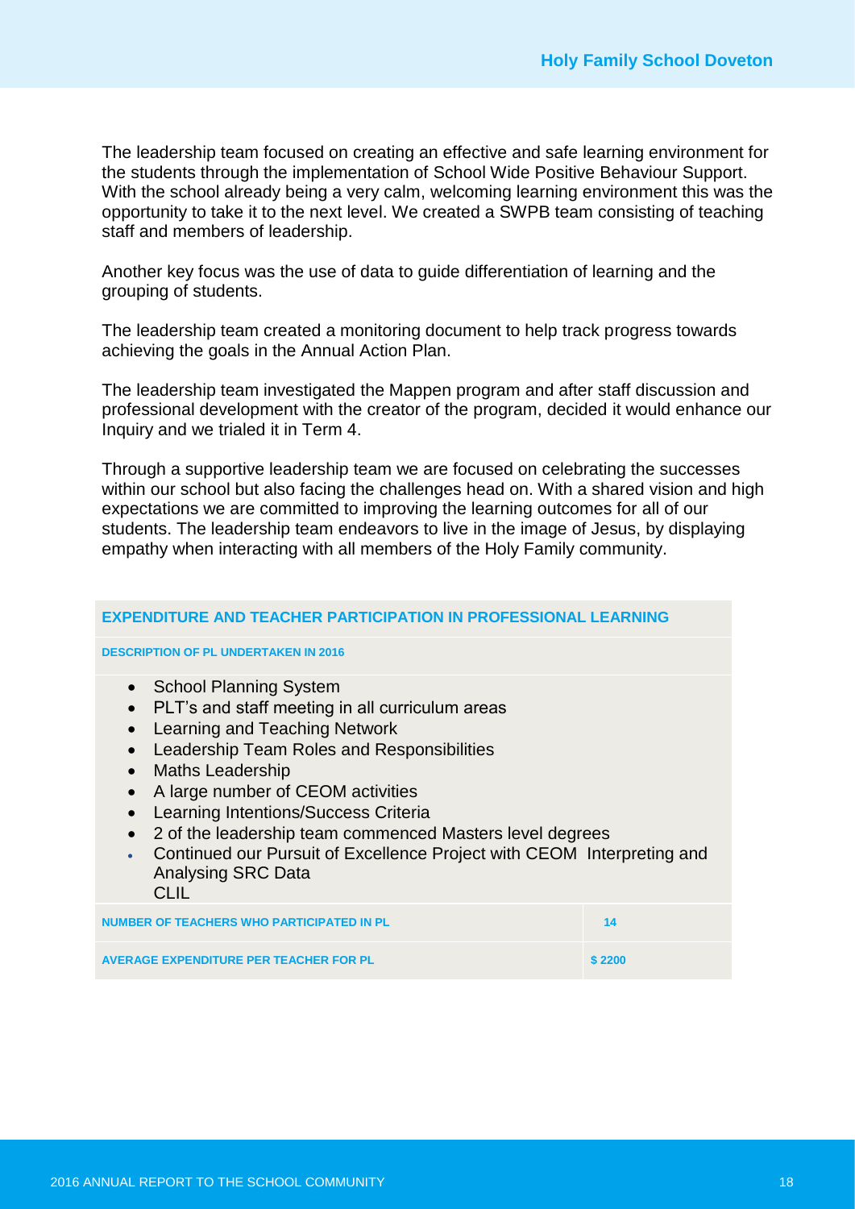The leadership team focused on creating an effective and safe learning environment for the students through the implementation of School Wide Positive Behaviour Support. With the school already being a very calm, welcoming learning environment this was the opportunity to take it to the next level. We created a SWPB team consisting of teaching staff and members of leadership.

Another key focus was the use of data to guide differentiation of learning and the grouping of students.

The leadership team created a monitoring document to help track progress towards achieving the goals in the Annual Action Plan.

The leadership team investigated the Mappen program and after staff discussion and professional development with the creator of the program, decided it would enhance our Inquiry and we trialed it in Term 4.

Through a supportive leadership team we are focused on celebrating the successes within our school but also facing the challenges head on. With a shared vision and high expectations we are committed to improving the learning outcomes for all of our students. The leadership team endeavors to live in the image of Jesus, by displaying empathy when interacting with all members of the Holy Family community.

## EXPENDITURE AND TEACHER PARTICIPATION IN PROFESSIONAL LEARNING

**DESCRIPTION OF PL UNDERTAKEN IN 2016**

- School Planning System
- PLT's and staff meeting in all curriculum areas
- Learning and Teaching Network
- Leadership Team Roles and Responsibilities
- Maths Leadership
- A large number of CEOM activities
- Learning Intentions/Success Criteria
- 2 of the leadership team commenced Masters level degrees
- Continued our Pursuit of Excellence Project with CEOM Interpreting and Analysing SRC Data
  CLIL

| | |
|---|---|
| **NUMBER OF TEACHERS WHO PARTICIPATED IN PL** | 14 |
| **AVERAGE EXPENDITURE PER TEACHER FOR PL** | $ 2200 |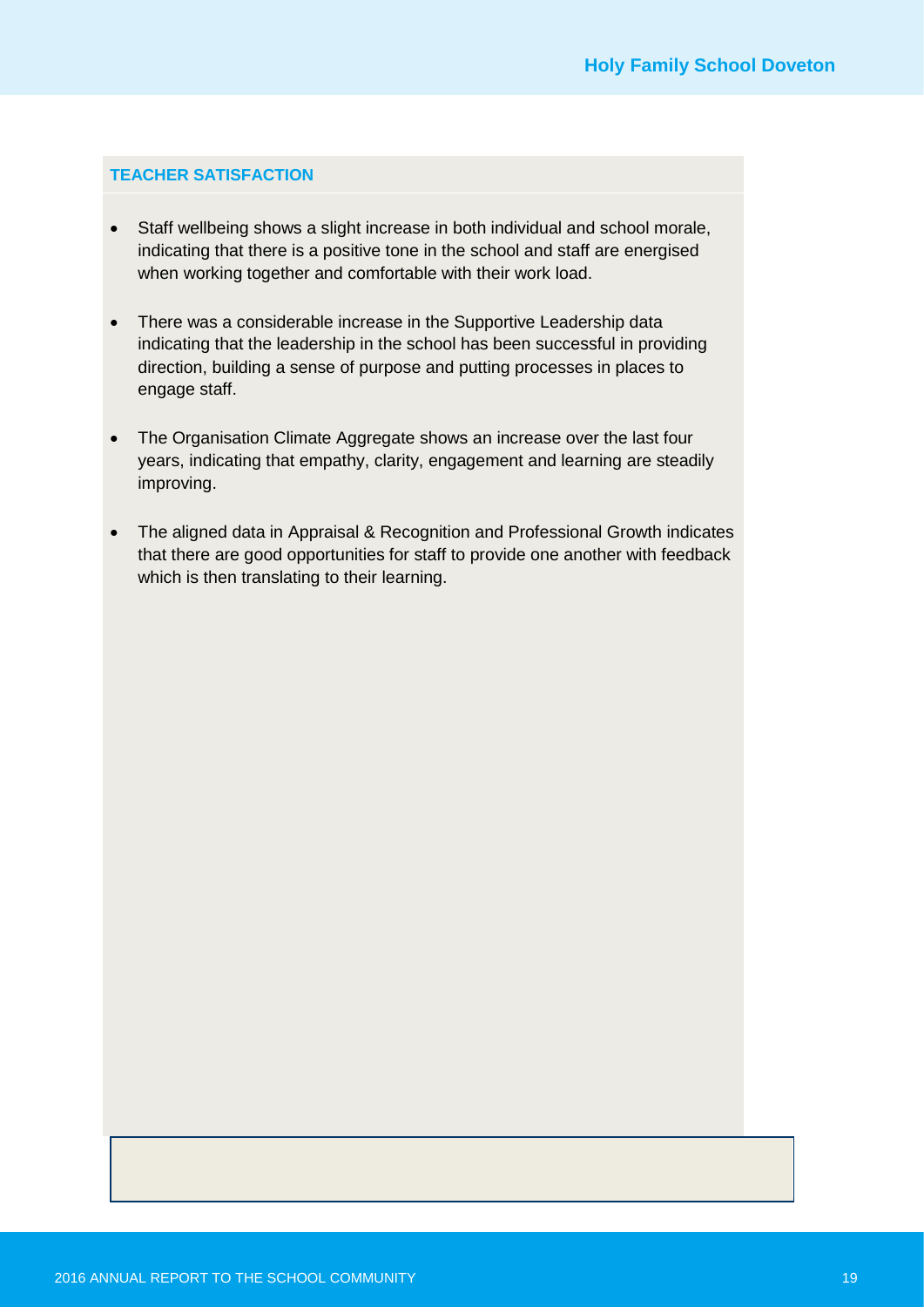## TEACHER SATISFACTION

- Staff wellbeing shows a slight increase in both individual and school morale, indicating that there is a positive tone in the school and staff are energised when working together and comfortable with their work load.
- There was a considerable increase in the Supportive Leadership data indicating that the leadership in the school has been successful in providing direction, building a sense of purpose and putting processes in places to engage staff.
- The Organisation Climate Aggregate shows an increase over the last four years, indicating that empathy, clarity, engagement and learning are steadily improving.
- The aligned data in Appraisal & Recognition and Professional Growth indicates that there are good opportunities for staff to provide one another with feedback which is then translating to their learning.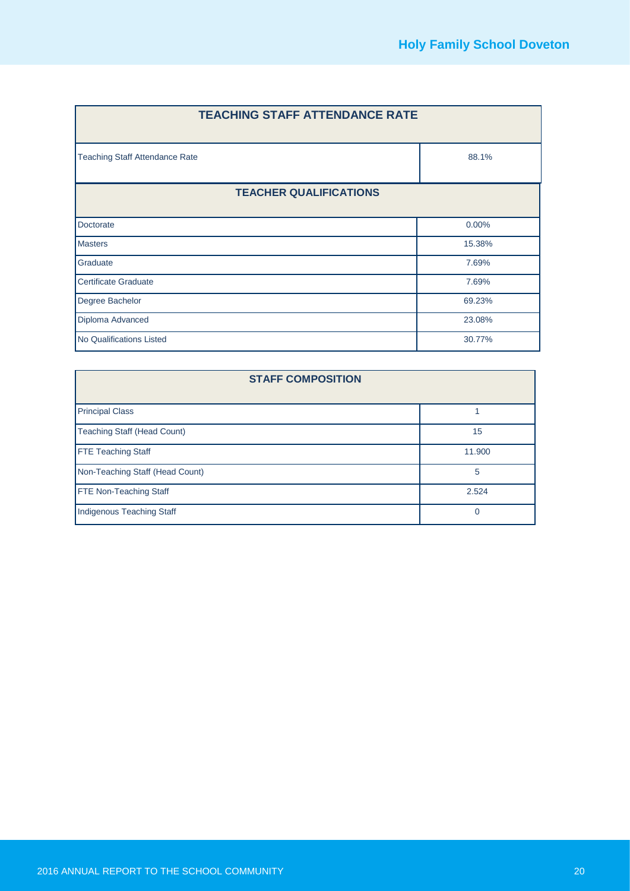| TEACHING STAFF ATTENDANCE RATE | |
|---|---|
| Teaching Staff Attendance Rate | 88.1% |

| TEACHER QUALIFICATIONS | |
|---|---|
| Doctorate | 0.00% |
| Masters | 15.38% |
| Graduate | 7.69% |
| Certificate Graduate | 7.69% |
| Degree Bachelor | 69.23% |
| Diploma Advanced | 23.08% |
| No Qualifications Listed | 30.77% |

| STAFF COMPOSITION | |
|---|---|
| Principal Class | 1 |
| Teaching Staff (Head Count) | 15 |
| FTE Teaching Staff | 11.900 |
| Non-Teaching Staff (Head Count) | 5 |
| FTE Non-Teaching Staff | 2.524 |
| Indigenous Teaching Staff | 0 |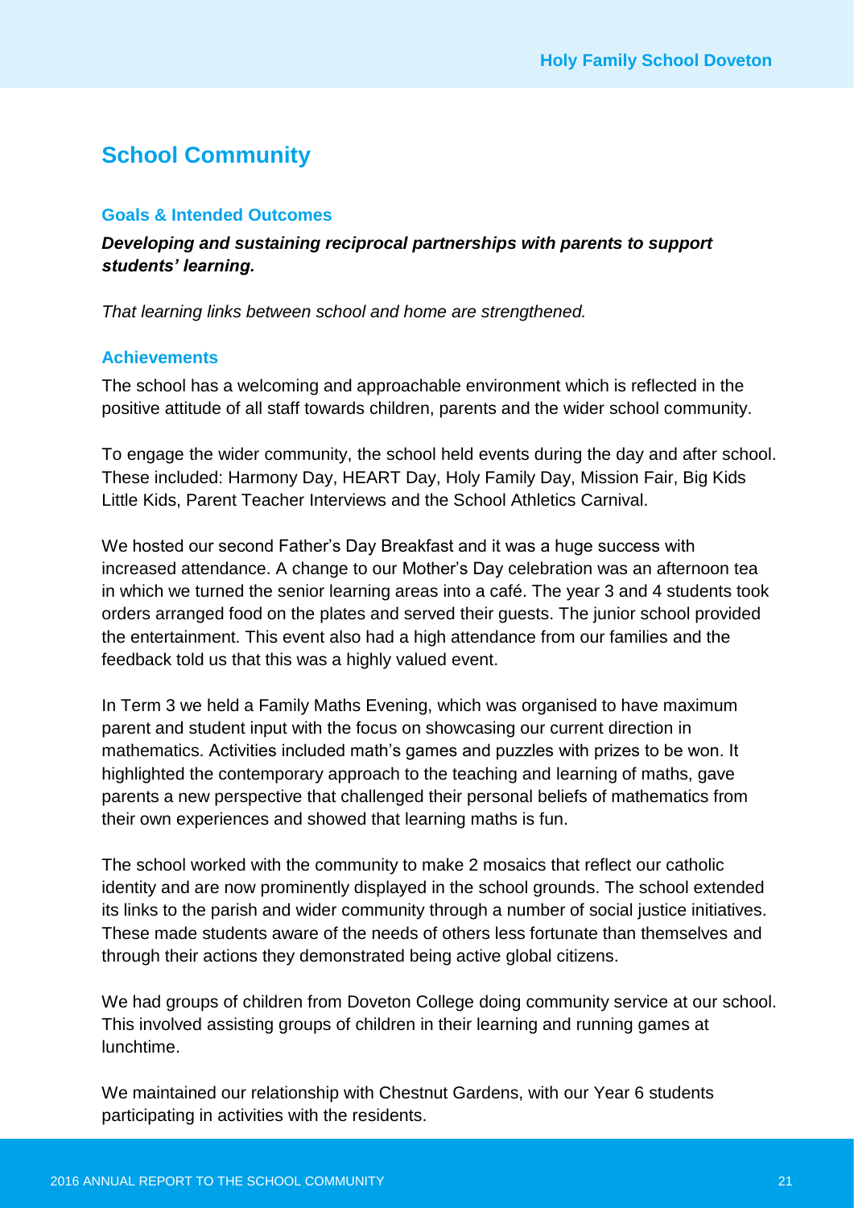## School Community

### Goals & Intended Outcomes

***Developing and sustaining reciprocal partnerships with parents to support students' learning.***

*That learning links between school and home are strengthened.*

### Achievements

The school has a welcoming and approachable environment which is reflected in the positive attitude of all staff towards children, parents and the wider school community.

To engage the wider community, the school held events during the day and after school. These included: Harmony Day, HEART Day, Holy Family Day, Mission Fair, Big Kids Little Kids, Parent Teacher Interviews and the School Athletics Carnival.

We hosted our second Father's Day Breakfast and it was a huge success with increased attendance. A change to our Mother's Day celebration was an afternoon tea in which we turned the senior learning areas into a café. The year 3 and 4 students took orders arranged food on the plates and served their guests. The junior school provided the entertainment. This event also had a high attendance from our families and the feedback told us that this was a highly valued event.

In Term 3 we held a Family Maths Evening, which was organised to have maximum parent and student input with the focus on showcasing our current direction in mathematics. Activities included math's games and puzzles with prizes to be won. It highlighted the contemporary approach to the teaching and learning of maths, gave parents a new perspective that challenged their personal beliefs of mathematics from their own experiences and showed that learning maths is fun.

The school worked with the community to make 2 mosaics that reflect our catholic identity and are now prominently displayed in the school grounds. The school extended its links to the parish and wider community through a number of social justice initiatives. These made students aware of the needs of others less fortunate than themselves and through their actions they demonstrated being active global citizens.

We had groups of children from Doveton College doing community service at our school. This involved assisting groups of children in their learning and running games at lunchtime.

We maintained our relationship with Chestnut Gardens, with our Year 6 students participating in activities with the residents.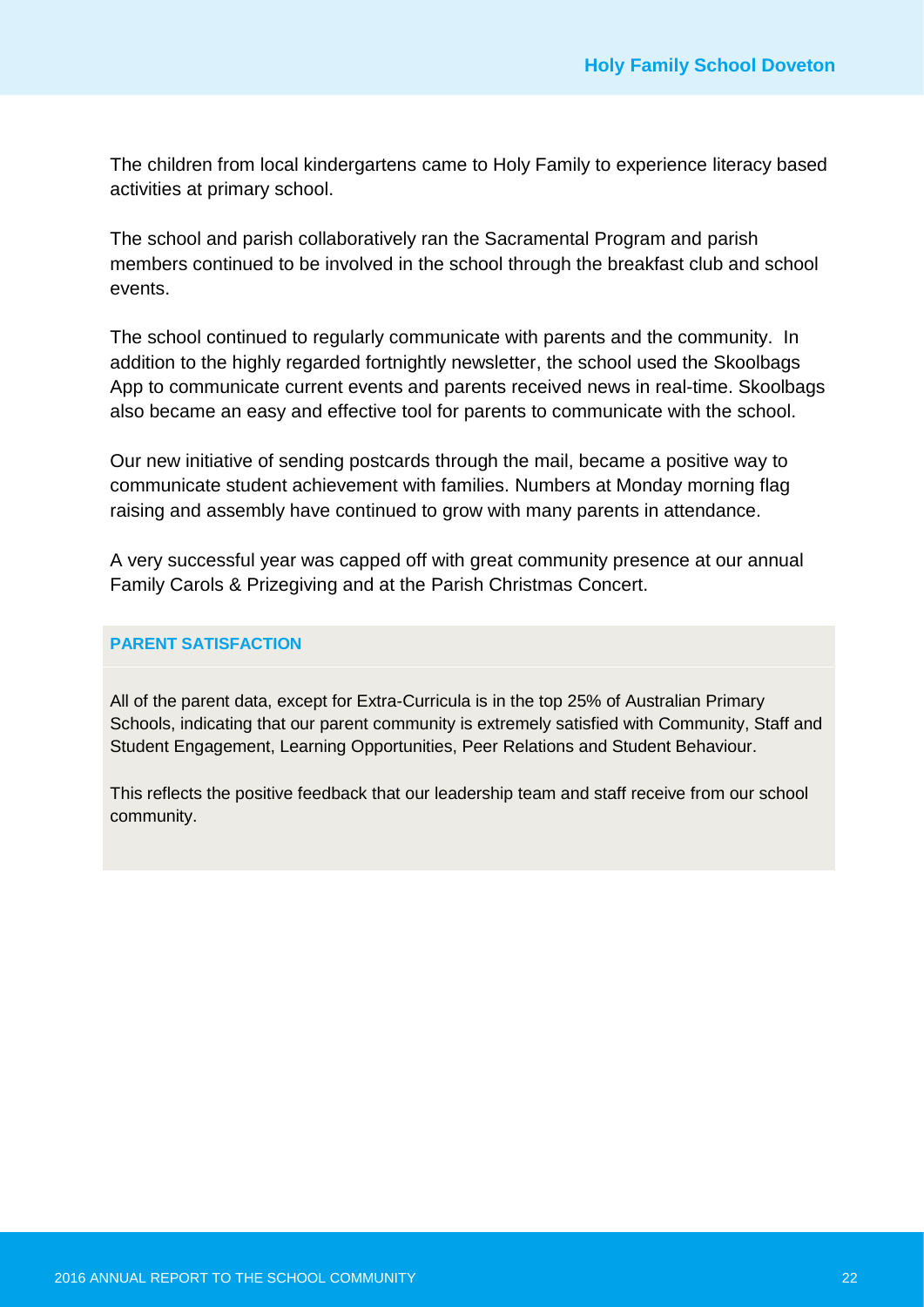The children from local kindergartens came to Holy Family to experience literacy based activities at primary school.

The school and parish collaboratively ran the Sacramental Program and parish members continued to be involved in the school through the breakfast club and school events.

The school continued to regularly communicate with parents and the community. In addition to the highly regarded fortnightly newsletter, the school used the Skoolbags App to communicate current events and parents received news in real-time. Skoolbags also became an easy and effective tool for parents to communicate with the school.

Our new initiative of sending postcards through the mail, became a positive way to communicate student achievement with families. Numbers at Monday morning flag raising and assembly have continued to grow with many parents in attendance.

A very successful year was capped off with great community presence at our annual Family Carols & Prizegiving and at the Parish Christmas Concert.

## PARENT SATISFACTION

All of the parent data, except for Extra-Curricula is in the top 25% of Australian Primary Schools, indicating that our parent community is extremely satisfied with Community, Staff and Student Engagement, Learning Opportunities, Peer Relations and Student Behaviour.

This reflects the positive feedback that our leadership team and staff receive from our school community.